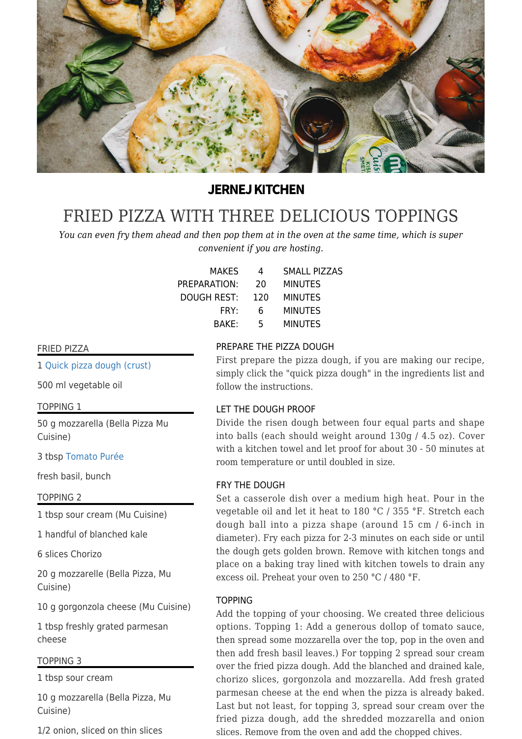**JERNEJ KITCHEN**

# FRIED PIZZA WITH THREE DELICIOUS TOPPINGS

*You can even fry them ahead and then pop them at in the oven at the same time, which is super convenient if you are hosting.*

| | | |
|---|---|---|
| MAKES | 4 | SMALL PIZZAS |
| PREPARATION: | 20 | MINUTES |
| DOUGH REST: | 120 | MINUTES |
| FRY: | 6 | MINUTES |
| BAKE: | 5 | MINUTES |

## FRIED PIZZA

1 Quick pizza dough (crust)

500 ml vegetable oil

## TOPPING 1

50 g mozzarella (Bella Pizza Mu Cuisine)

3 tbsp Tomato Purée

fresh basil, bunch

## TOPPING 2

1 tbsp sour cream (Mu Cuisine)

1 handful of blanched kale

6 slices Chorizo

20 g mozzarelle (Bella Pizza, Mu Cuisine)

10 g gorgonzola cheese (Mu Cuisine)

1 tbsp freshly grated parmesan cheese

## TOPPING 3

1 tbsp sour cream

10 g mozzarella (Bella Pizza, Mu Cuisine)

1/2 onion, sliced on thin slices

## PREPARE THE PIZZA DOUGH

First prepare the pizza dough, if you are making our recipe, simply click the "quick pizza dough" in the ingredients list and follow the instructions.

## LET THE DOUGH PROOF

Divide the risen dough between four equal parts and shape into balls (each should weight around 130g / 4.5 oz). Cover with a kitchen towel and let proof for about 30 - 50 minutes at room temperature or until doubled in size.

## FRY THE DOUGH

Set a casserole dish over a medium high heat. Pour in the vegetable oil and let it heat to 180 °C / 355 °F. Stretch each dough ball into a pizza shape (around 15 cm / 6-inch in diameter). Fry each pizza for 2-3 minutes on each side or until the dough gets golden brown. Remove with kitchen tongs and place on a baking tray lined with kitchen towels to drain any excess oil. Preheat your oven to 250 °C / 480 °F.

## TOPPING

Add the topping of your choosing. We created three delicious options. Topping 1: Add a generous dollop of tomato sauce, then spread some mozzarella over the top, pop in the oven and then add fresh basil leaves.) For topping 2 spread sour cream over the fried pizza dough. Add the blanched and drained kale, chorizo slices, gorgonzola and mozzarella. Add fresh grated parmesan cheese at the end when the pizza is already baked. Last but not least, for topping 3, spread sour cream over the fried pizza dough, add the shredded mozzarella and onion slices. Remove from the oven and add the chopped chives.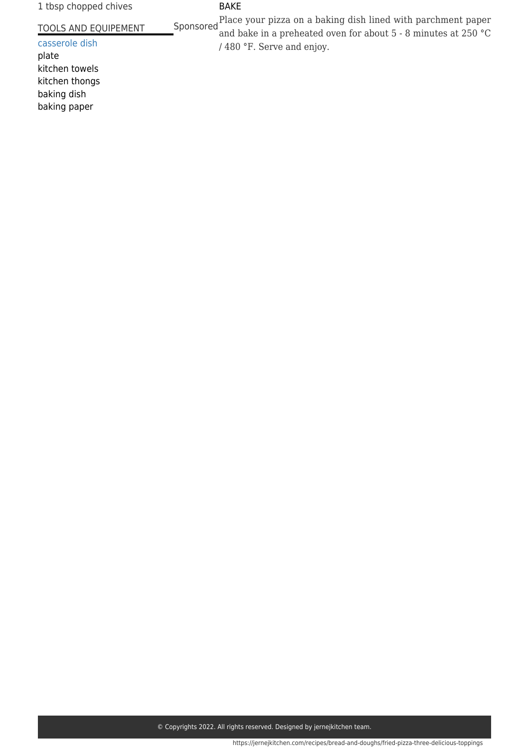1 tbsp chopped chives

## TOOLS AND EQUIPEMENT

casserole dish
plate
kitchen towels
kitchen thongs
baking dish
baking paper

Sponsored

### BAKE

Place your pizza on a baking dish lined with parchment paper and bake in a preheated oven for about 5 - 8 minutes at 250 °C / 480 °F. Serve and enjoy.

© Copyrights 2022. All rights reserved. Designed by jernejkitchen team.